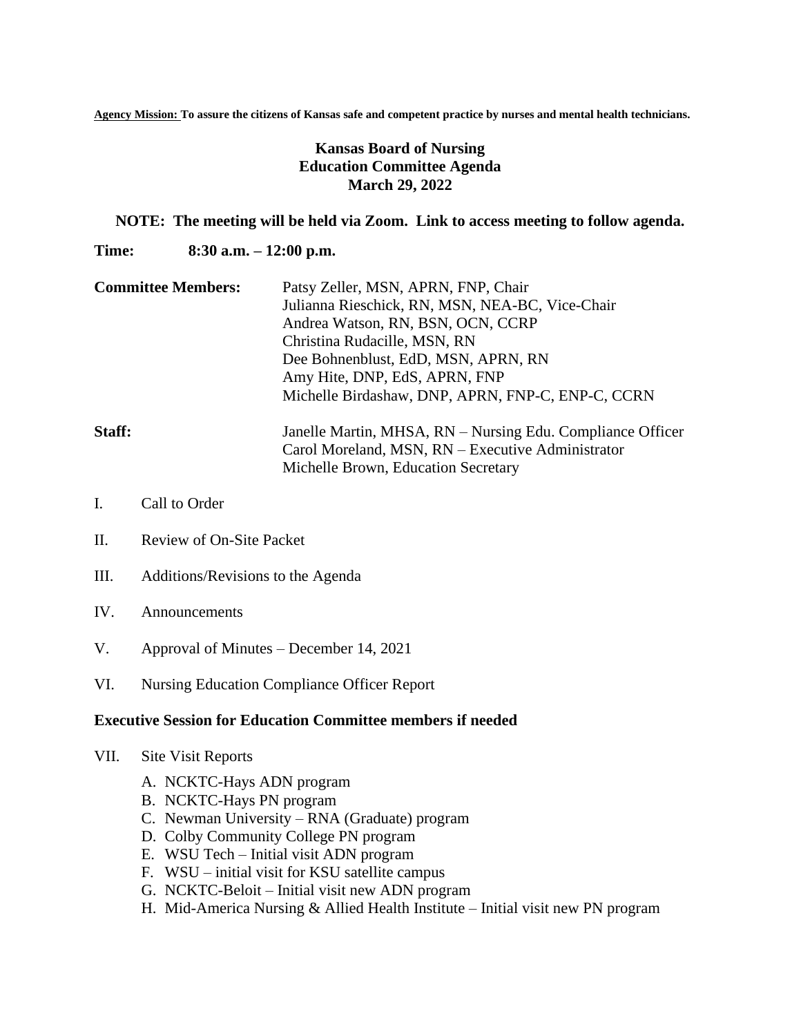**Agency Mission:** **To assure the citizens of Kansas safe and competent practice by nurses and mental health technicians.**

# Kansas Board of Nursing
## Education Committee Agenda
### March 29, 2022

**NOTE: The meeting will be held via Zoom. Link to access meeting to follow agenda.**

**Time:** **8:30 a.m. – 12:00 p.m.**

**Committee Members:**
Patsy Zeller, MSN, APRN, FNP, Chair
Julianna Rieschick, RN, MSN, NEA-BC, Vice-Chair
Andrea Watson, RN, BSN, OCN, CCRP
Christina Rudacille, MSN, RN
Dee Bohnenblust, EdD, MSN, APRN, RN
Amy Hite, DNP, EdS, APRN, FNP
Michelle Birdashaw, DNP, APRN, FNP-C, ENP-C, CCRN

**Staff:**
Janelle Martin, MHSA, RN – Nursing Edu. Compliance Officer
Carol Moreland, MSN, RN – Executive Administrator
Michelle Brown, Education Secretary

I. Call to Order

II. Review of On-Site Packet

III. Additions/Revisions to the Agenda

IV. Announcements

V. Approval of Minutes – December 14, 2021

VI. Nursing Education Compliance Officer Report

**Executive Session for Education Committee members if needed**

VII. Site Visit Reports

A. NCKTC-Hays ADN program
B. NCKTC-Hays PN program
C. Newman University – RNA (Graduate) program
D. Colby Community College PN program
E. WSU Tech – Initial visit ADN program
F. WSU – initial visit for KSU satellite campus
G. NCKTC-Beloit – Initial visit new ADN program
H. Mid-America Nursing & Allied Health Institute – Initial visit new PN program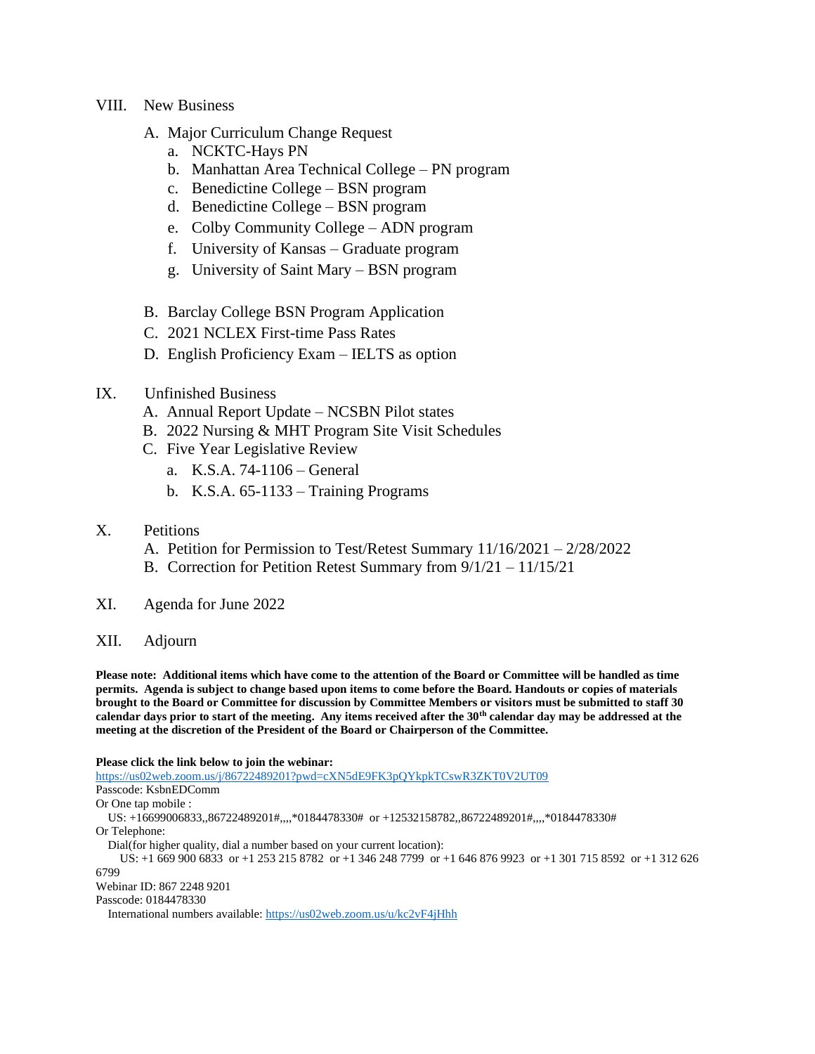VIII. New Business

A. Major Curriculum Change Request
   a. NCKTC-Hays PN
   b. Manhattan Area Technical College – PN program
   c. Benedictine College – BSN program
   d. Benedictine College – BSN program
   e. Colby Community College – ADN program
   f. University of Kansas – Graduate program
   g. University of Saint Mary – BSN program

B. Barclay College BSN Program Application
C. 2021 NCLEX First-time Pass Rates
D. English Proficiency Exam – IELTS as option

IX. Unfinished Business

A. Annual Report Update – NCSBN Pilot states
B. 2022 Nursing & MHT Program Site Visit Schedules
C. Five Year Legislative Review
   a. K.S.A. 74-1106 – General
   b. K.S.A. 65-1133 – Training Programs

X. Petitions

A. Petition for Permission to Test/Retest Summary 11/16/2021 – 2/28/2022
B. Correction for Petition Retest Summary from 9/1/21 – 11/15/21

XI. Agenda for June 2022

XII. Adjourn

**Please note: Additional items which have come to the attention of the Board or Committee will be handled as time permits. Agenda is subject to change based upon items to come before the Board. Handouts or copies of materials brought to the Board or Committee for discussion by Committee Members or visitors must be submitted to staff 30 calendar days prior to start of the meeting. Any items received after the 30th calendar day may be addressed at the meeting at the discretion of the President of the Board or Chairperson of the Committee.**

**Please click the link below to join the webinar:**
https://us02web.zoom.us/j/86722489201?pwd=cXN5dE9FK3pQYkpkTCswR3ZKT0V2UT09
Passcode: KsbnEDComm
Or One tap mobile :
US: +16699006833,,86722489201#,,,,*0184478330# or +12532158782,,86722489201#,,,,*0184478330#
Or Telephone:
Dial(for higher quality, dial a number based on your current location):
US: +1 669 900 6833 or +1 253 215 8782 or +1 346 248 7799 or +1 646 876 9923 or +1 301 715 8592 or +1 312 626 6799
Webinar ID: 867 2248 9201
Passcode: 0184478330
International numbers available: https://us02web.zoom.us/u/kc2vF4jHhh